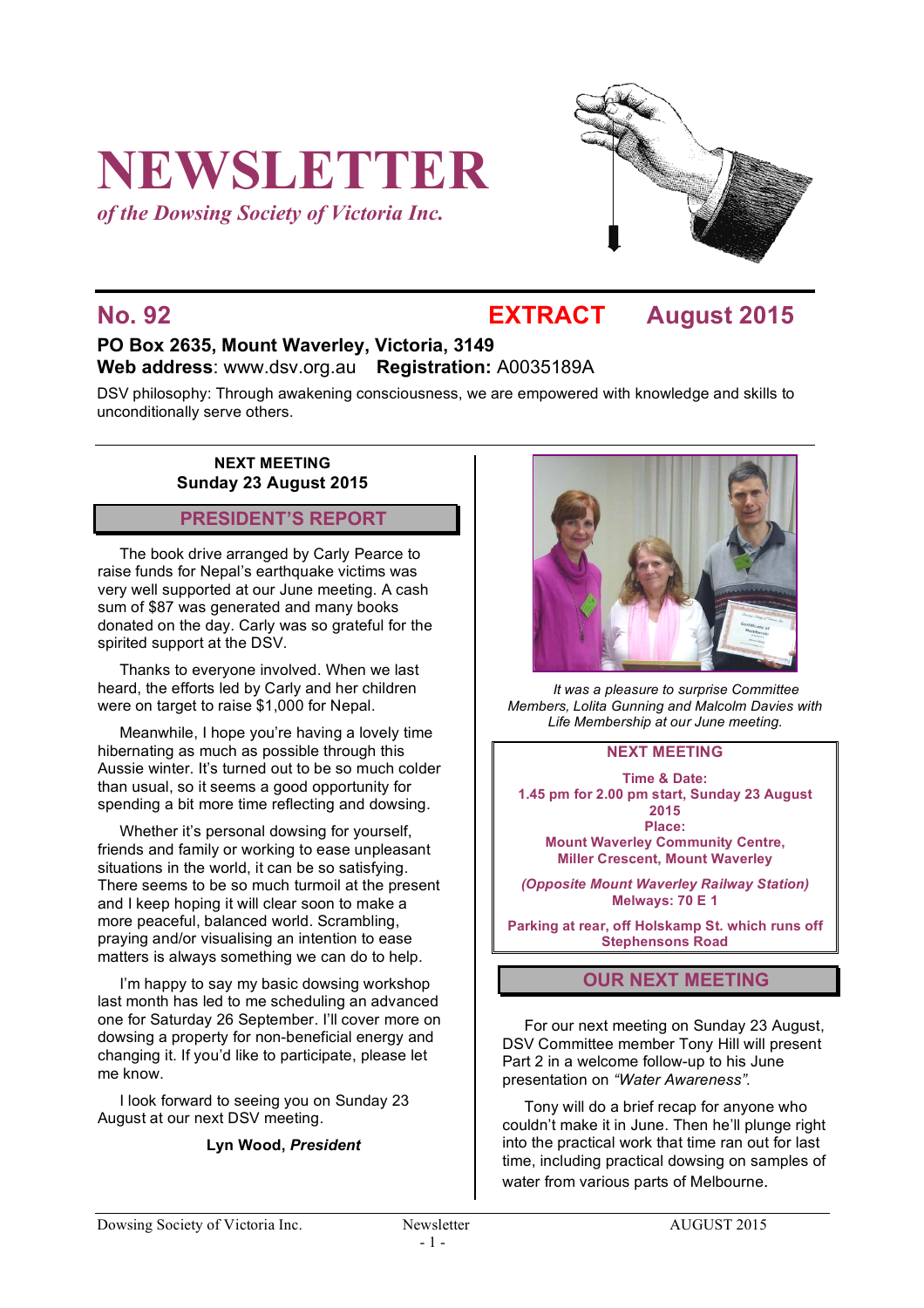# NEWSLETTER

*of the Dowsing Society of Victoria Inc.*

## No. 92 EXTRACT August 2015

**PO Box 2635, Mount Waverley, Victoria, 3149**
**Web address**: www.dsv.org.au **Registration:** A0035189A

DSV philosophy: Through awakening consciousness, we are empowered with knowledge and skills to unconditionally serve others.

**NEXT MEETING**
**Sunday 23 August 2015**

## PRESIDENT'S REPORT

The book drive arranged by Carly Pearce to raise funds for Nepal's earthquake victims was very well supported at our June meeting. A cash sum of $87 was generated and many books donated on the day. Carly was so grateful for the spirited support at the DSV.

Thanks to everyone involved. When we last heard, the efforts led by Carly and her children were on target to raise $1,000 for Nepal.

Meanwhile, I hope you're having a lovely time hibernating as much as possible through this Aussie winter. It's turned out to be so much colder than usual, so it seems a good opportunity for spending a bit more time reflecting and dowsing.

Whether it's personal dowsing for yourself, friends and family or working to ease unpleasant situations in the world, it can be so satisfying. There seems to be so much turmoil at the present and I keep hoping it will clear soon to make a more peaceful, balanced world. Scrambling, praying and/or visualising an intention to ease matters is always something we can do to help.

I'm happy to say my basic dowsing workshop last month has led to me scheduling an advanced one for Saturday 26 September. I'll cover more on dowsing a property for non-beneficial energy and changing it. If you'd like to participate, please let me know.

I look forward to seeing you on Sunday 23 August at our next DSV meeting.

**Lyn Wood, *President***

*It was a pleasure to surprise Committee Members, Lolita Gunning and Malcolm Davies with Life Membership at our June meeting.*

**NEXT MEETING**

**Time & Date:**
**1.45 pm for 2.00 pm start, Sunday 23 August 2015**
**Place:**
**Mount Waverley Community Centre, Miller Crescent, Mount Waverley**

***(Opposite Mount Waverley Railway Station)***
**Melways: 70 E 1**

**Parking at rear, off Holskamp St. which runs off Stephensons Road**

## OUR NEXT MEETING

For our next meeting on Sunday 23 August, DSV Committee member Tony Hill will present Part 2 in a welcome follow-up to his June presentation on *"Water Awareness".*

Tony will do a brief recap for anyone who couldn't make it in June. Then he'll plunge right into the practical work that time ran out for last time, including practical dowsing on samples of water from various parts of Melbourne.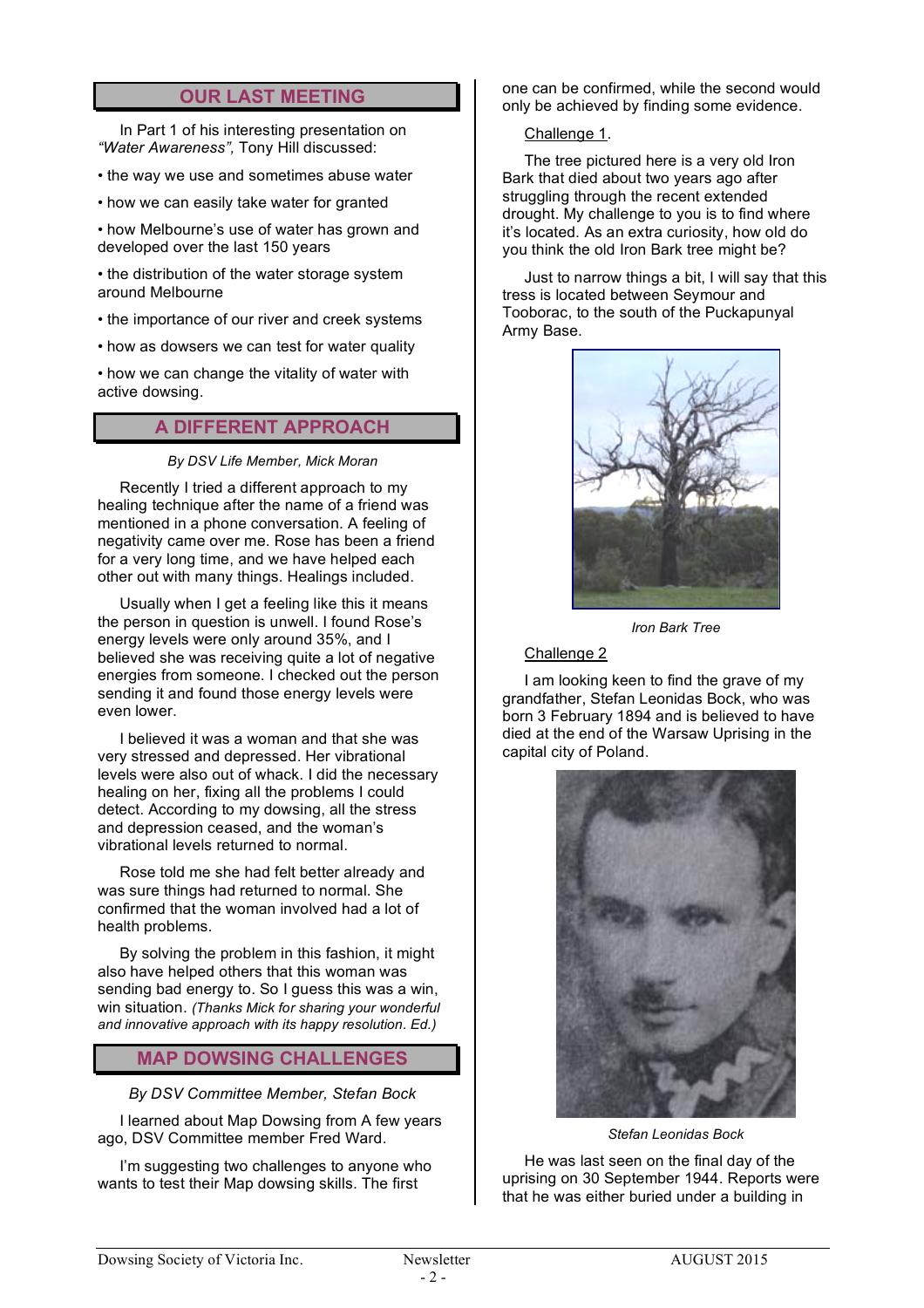## OUR LAST MEETING

In Part 1 of his interesting presentation on *"Water Awareness"*, Tony Hill discussed:

- the way we use and sometimes abuse water
- how we can easily take water for granted
- how Melbourne's use of water has grown and developed over the last 150 years
- the distribution of the water storage system around Melbourne
- the importance of our river and creek systems
- how as dowsers we can test for water quality
- how we can change the vitality of water with active dowsing.

## A DIFFERENT APPROACH

*By DSV Life Member, Mick Moran*

Recently I tried a different approach to my healing technique after the name of a friend was mentioned in a phone conversation. A feeling of negativity came over me. Rose has been a friend for a very long time, and we have helped each other out with many things. Healings included.

Usually when I get a feeling like this it means the person in question is unwell. I found Rose's energy levels were only around 35%, and I believed she was receiving quite a lot of negative energies from someone. I checked out the person sending it and found those energy levels were even lower.

I believed it was a woman and that she was very stressed and depressed. Her vibrational levels were also out of whack. I did the necessary healing on her, fixing all the problems I could detect. According to my dowsing, all the stress and depression ceased, and the woman's vibrational levels returned to normal.

Rose told me she had felt better already and was sure things had returned to normal. She confirmed that the woman involved had a lot of health problems.

By solving the problem in this fashion, it might also have helped others that this woman was sending bad energy to. So I guess this was a win, win situation. *(Thanks Mick for sharing your wonderful and innovative approach with its happy resolution. Ed.)*

## MAP DOWSING CHALLENGES

*By DSV Committee Member, Stefan Bock*

I learned about Map Dowsing from A few years ago, DSV Committee member Fred Ward.

I'm suggesting two challenges to anyone who wants to test their Map dowsing skills. The first one can be confirmed, while the second would only be achieved by finding some evidence.

Challenge 1.

The tree pictured here is a very old Iron Bark that died about two years ago after struggling through the recent extended drought. My challenge to you is to find where it's located. As an extra curiosity, how old do you think the old Iron Bark tree might be?

Just to narrow things a bit, I will say that this tress is located between Seymour and Tooborac, to the south of the Puckapunyal Army Base.

*Iron Bark Tree*

Challenge 2

I am looking keen to find the grave of my grandfather, Stefan Leonidas Bock, who was born 3 February 1894 and is believed to have died at the end of the Warsaw Uprising in the capital city of Poland.

*Stefan Leonidas Bock*

He was last seen on the final day of the uprising on 30 September 1944. Reports were that he was either buried under a building in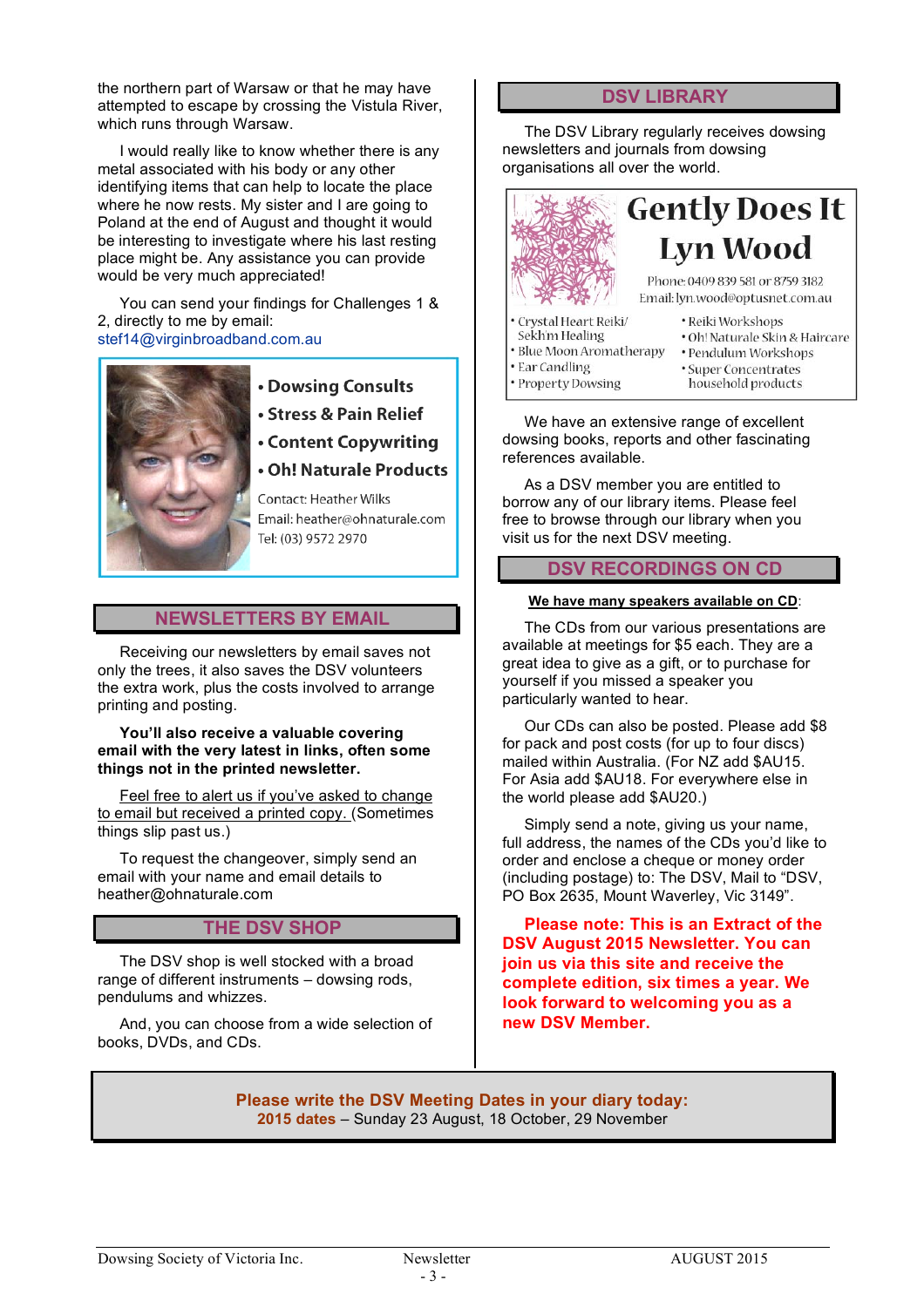the northern part of Warsaw or that he may have attempted to escape by crossing the Vistula River, which runs through Warsaw.

I would really like to know whether there is any metal associated with his body or any other identifying items that can help to locate the place where he now rests. My sister and I are going to Poland at the end of August and thought it would be interesting to investigate where his last resting place might be. Any assistance you can provide would be very much appreciated!

You can send your findings for Challenges 1 & 2, directly to me by email: stef14@virginbroadband.com.au

- **Dowsing Consults**
- **Stress & Pain Relief**
- **Content Copywriting**
- **Oh! Naturale Products**

Contact: Heather Wilks
Email: heather@ohnaturale.com
Tel: (03) 9572 2970

## NEWSLETTERS BY EMAIL

Receiving our newsletters by email saves not only the trees, it also saves the DSV volunteers the extra work, plus the costs involved to arrange printing and posting.

**You'll also receive a valuable covering email with the very latest in links, often some things not in the printed newsletter.**

Feel free to alert us if you've asked to change to email but received a printed copy. (Sometimes things slip past us.)

To request the changeover, simply send an email with your name and email details to heather@ohnaturale.com

## THE DSV SHOP

The DSV shop is well stocked with a broad range of different instruments – dowsing rods, pendulums and whizzes.

And, you can choose from a wide selection of books, DVDs, and CDs.

## DSV LIBRARY

The DSV Library regularly receives dowsing newsletters and journals from dowsing organisations all over the world.

**Gently Does It**
**Lyn Wood**

Phone: 0409 839 581 or 8759 3182
Email: lyn.wood@optusnet.com.au

- Crystal Heart Reiki/ Sekh'm Healing
- Blue Moon Aromatherapy
- Ear Candling
- Property Dowsing
- Reiki Workshops
- Oh! Naturale Skin & Haircare
- Pendulum Workshops
- Super Concentrates household products

We have an extensive range of excellent dowsing books, reports and other fascinating references available.

As a DSV member you are entitled to borrow any of our library items. Please feel free to browse through our library when you visit us for the next DSV meeting.

## DSV RECORDINGS ON CD

**We have many speakers available on CD**:

The CDs from our various presentations are available at meetings for $5 each. They are a great idea to give as a gift, or to purchase for yourself if you missed a speaker you particularly wanted to hear.

Our CDs can also be posted. Please add $8 for pack and post costs (for up to four discs) mailed within Australia. (For NZ add $AU15. For Asia add $AU18. For everywhere else in the world please add $AU20.)

Simply send a note, giving us your name, full address, the names of the CDs you'd like to order and enclose a cheque or money order (including postage) to: The DSV, Mail to "DSV, PO Box 2635, Mount Waverley, Vic 3149".

**Please note: This is an Extract of the DSV August 2015 Newsletter. You can join us via this site and receive the complete edition, six times a year. We look forward to welcoming you as a new DSV Member.**

**Please write the DSV Meeting Dates in your diary today:**
**2015 dates** – Sunday 23 August, 18 October, 29 November